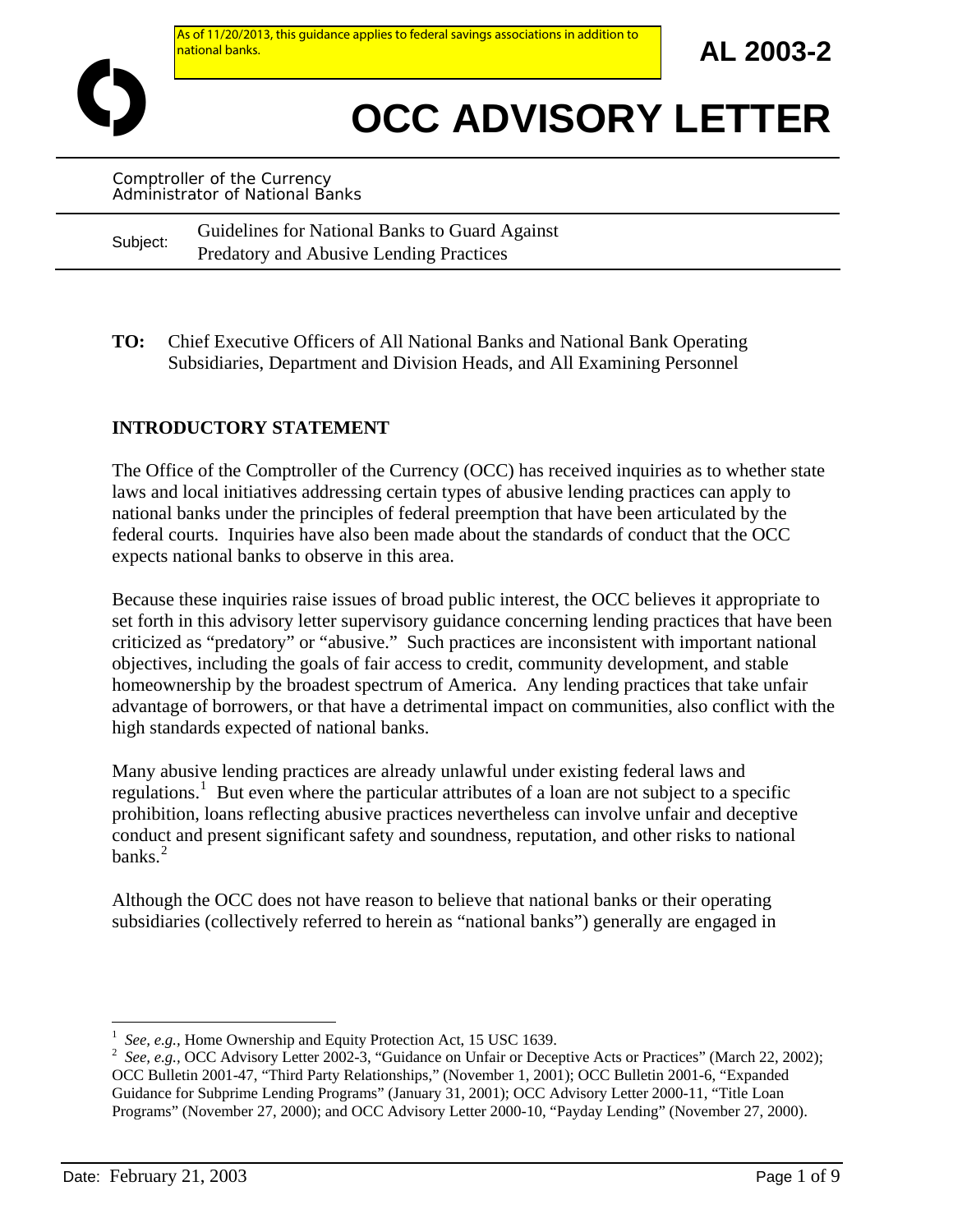As of 11/20/2013, this guidance applies to federal savings associations in addition to national banks.

**AL 2003-2**

# OCC ADVISORY LETTER

Comptroller of the Currency
Administrator of National Banks

Subject: Guidelines for National Banks to Guard Against Predatory and Abusive Lending Practices

**TO:** Chief Executive Officers of All National Banks and National Bank Operating Subsidiaries, Department and Division Heads, and All Examining Personnel

## INTRODUCTORY STATEMENT

The Office of the Comptroller of the Currency (OCC) has received inquiries as to whether state laws and local initiatives addressing certain types of abusive lending practices can apply to national banks under the principles of federal preemption that have been articulated by the federal courts. Inquiries have also been made about the standards of conduct that the OCC expects national banks to observe in this area.

Because these inquiries raise issues of broad public interest, the OCC believes it appropriate to set forth in this advisory letter supervisory guidance concerning lending practices that have been criticized as "predatory" or "abusive." Such practices are inconsistent with important national objectives, including the goals of fair access to credit, community development, and stable homeownership by the broadest spectrum of America. Any lending practices that take unfair advantage of borrowers, or that have a detrimental impact on communities, also conflict with the high standards expected of national banks.

Many abusive lending practices are already unlawful under existing federal laws and regulations.[1] But even where the particular attributes of a loan are not subject to a specific prohibition, loans reflecting abusive practices nevertheless can involve unfair and deceptive conduct and present significant safety and soundness, reputation, and other risks to national banks.[2]

Although the OCC does not have reason to believe that national banks or their operating subsidiaries (collectively referred to herein as "national banks") generally are engaged in

---

[1] *See, e.g.,* Home Ownership and Equity Protection Act, 15 USC 1639.

[2] *See, e.g.,* OCC Advisory Letter 2002-3, "Guidance on Unfair or Deceptive Acts or Practices" (March 22, 2002); OCC Bulletin 2001-47, "Third Party Relationships," (November 1, 2001); OCC Bulletin 2001-6, "Expanded Guidance for Subprime Lending Programs" (January 31, 2001); OCC Advisory Letter 2000-11, "Title Loan Programs" (November 27, 2000); and OCC Advisory Letter 2000-10, "Payday Lending" (November 27, 2000).

Date: February 21, 2003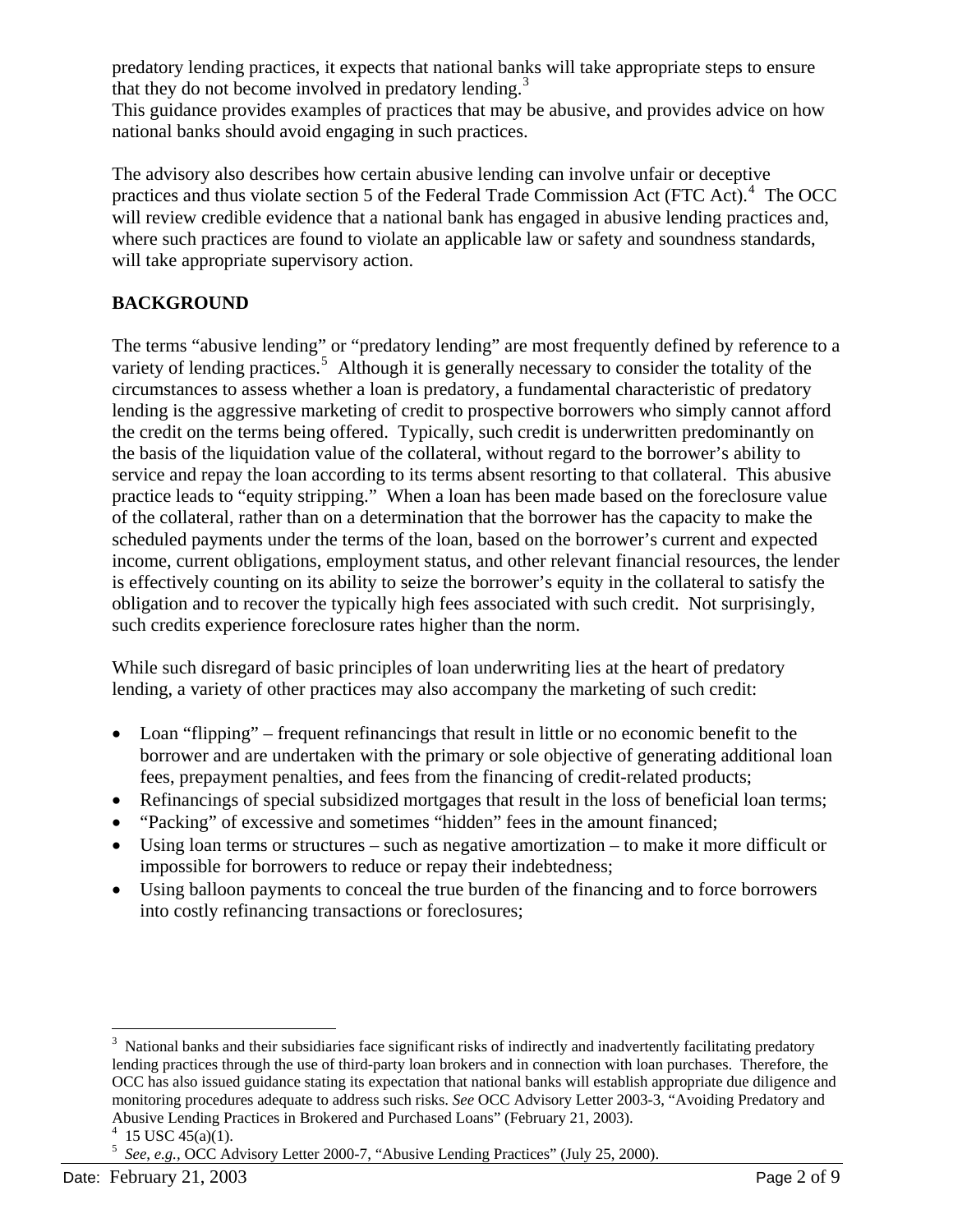predatory lending practices, it expects that national banks will take appropriate steps to ensure that they do not become involved in predatory lending.[3]
This guidance provides examples of practices that may be abusive, and provides advice on how national banks should avoid engaging in such practices.

The advisory also describes how certain abusive lending can involve unfair or deceptive practices and thus violate section 5 of the Federal Trade Commission Act (FTC Act).[4] The OCC will review credible evidence that a national bank has engaged in abusive lending practices and, where such practices are found to violate an applicable law or safety and soundness standards, will take appropriate supervisory action.

## BACKGROUND

The terms "abusive lending" or "predatory lending" are most frequently defined by reference to a variety of lending practices.[5] Although it is generally necessary to consider the totality of the circumstances to assess whether a loan is predatory, a fundamental characteristic of predatory lending is the aggressive marketing of credit to prospective borrowers who simply cannot afford the credit on the terms being offered. Typically, such credit is underwritten predominantly on the basis of the liquidation value of the collateral, without regard to the borrower's ability to service and repay the loan according to its terms absent resorting to that collateral. This abusive practice leads to "equity stripping." When a loan has been made based on the foreclosure value of the collateral, rather than on a determination that the borrower has the capacity to make the scheduled payments under the terms of the loan, based on the borrower's current and expected income, current obligations, employment status, and other relevant financial resources, the lender is effectively counting on its ability to seize the borrower's equity in the collateral to satisfy the obligation and to recover the typically high fees associated with such credit. Not surprisingly, such credits experience foreclosure rates higher than the norm.

While such disregard of basic principles of loan underwriting lies at the heart of predatory lending, a variety of other practices may also accompany the marketing of such credit:

- Loan "flipping" – frequent refinancings that result in little or no economic benefit to the borrower and are undertaken with the primary or sole objective of generating additional loan fees, prepayment penalties, and fees from the financing of credit-related products;
- Refinancings of special subsidized mortgages that result in the loss of beneficial loan terms;
- "Packing" of excessive and sometimes "hidden" fees in the amount financed;
- Using loan terms or structures – such as negative amortization – to make it more difficult or impossible for borrowers to reduce or repay their indebtedness;
- Using balloon payments to conceal the true burden of the financing and to force borrowers into costly refinancing transactions or foreclosures;

---

[3] National banks and their subsidiaries face significant risks of indirectly and inadvertently facilitating predatory lending practices through the use of third-party loan brokers and in connection with loan purchases. Therefore, the OCC has also issued guidance stating its expectation that national banks will establish appropriate due diligence and monitoring procedures adequate to address such risks. *See* OCC Advisory Letter 2003-3, "Avoiding Predatory and Abusive Lending Practices in Brokered and Purchased Loans" (February 21, 2003).

[4] 15 USC 45(a)(1).

[5] *See, e.g.,* OCC Advisory Letter 2000-7, "Abusive Lending Practices" (July 25, 2000).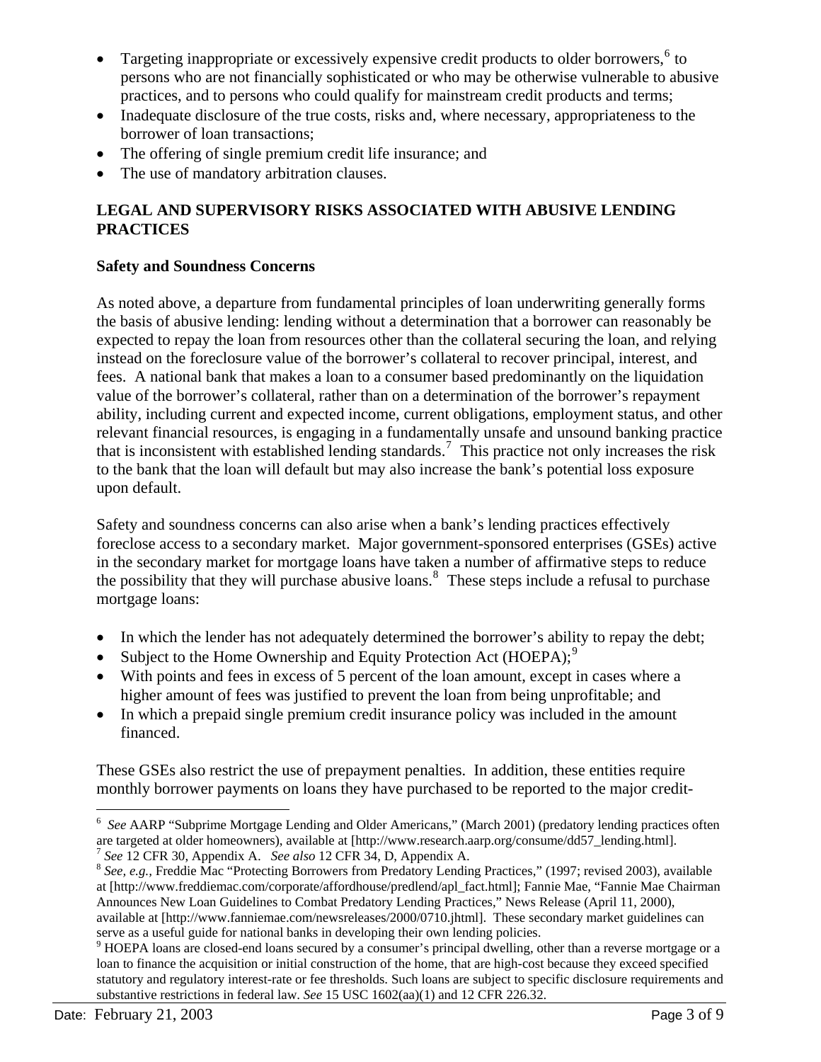- Targeting inappropriate or excessively expensive credit products to older borrowers,[6] to persons who are not financially sophisticated or who may be otherwise vulnerable to abusive practices, and to persons who could qualify for mainstream credit products and terms;
- Inadequate disclosure of the true costs, risks and, where necessary, appropriateness to the borrower of loan transactions;
- The offering of single premium credit life insurance; and
- The use of mandatory arbitration clauses.

## LEGAL AND SUPERVISORY RISKS ASSOCIATED WITH ABUSIVE LENDING PRACTICES

### Safety and Soundness Concerns

As noted above, a departure from fundamental principles of loan underwriting generally forms the basis of abusive lending: lending without a determination that a borrower can reasonably be expected to repay the loan from resources other than the collateral securing the loan, and relying instead on the foreclosure value of the borrower's collateral to recover principal, interest, and fees. A national bank that makes a loan to a consumer based predominantly on the liquidation value of the borrower's collateral, rather than on a determination of the borrower's repayment ability, including current and expected income, current obligations, employment status, and other relevant financial resources, is engaging in a fundamentally unsafe and unsound banking practice that is inconsistent with established lending standards.[7] This practice not only increases the risk to the bank that the loan will default but may also increase the bank's potential loss exposure upon default.

Safety and soundness concerns can also arise when a bank's lending practices effectively foreclose access to a secondary market. Major government-sponsored enterprises (GSEs) active in the secondary market for mortgage loans have taken a number of affirmative steps to reduce the possibility that they will purchase abusive loans.[8] These steps include a refusal to purchase mortgage loans:

- In which the lender has not adequately determined the borrower's ability to repay the debt;
- Subject to the Home Ownership and Equity Protection Act (HOEPA);[9]
- With points and fees in excess of 5 percent of the loan amount, except in cases where a higher amount of fees was justified to prevent the loan from being unprofitable; and
- In which a prepaid single premium credit insurance policy was included in the amount financed.

These GSEs also restrict the use of prepayment penalties. In addition, these entities require monthly borrower payments on loans they have purchased to be reported to the major credit-

---

[6] *See* AARP "Subprime Mortgage Lending and Older Americans," (March 2001) (predatory lending practices often are targeted at older homeowners), available at [http://www.research.aarp.org/consume/dd57_lending.html].

[7] *See* 12 CFR 30, Appendix A. *See also* 12 CFR 34, D, Appendix A.

[8] *See, e.g.,* Freddie Mac "Protecting Borrowers from Predatory Lending Practices," (1997; revised 2003), available at [http://www.freddiemac.com/corporate/affordhouse/predlend/apl_fact.html]; Fannie Mae, "Fannie Mae Chairman Announces New Loan Guidelines to Combat Predatory Lending Practices," News Release (April 11, 2000), available at [http://www.fanniemae.com/newsreleases/2000/0710.jhtml]. These secondary market guidelines can serve as a useful guide for national banks in developing their own lending policies.

[9] HOEPA loans are closed-end loans secured by a consumer's principal dwelling, other than a reverse mortgage or a loan to finance the acquisition or initial construction of the home, that are high-cost because they exceed specified statutory and regulatory interest-rate or fee thresholds. Such loans are subject to specific disclosure requirements and substantive restrictions in federal law. *See* 15 USC 1602(aa)(1) and 12 CFR 226.32.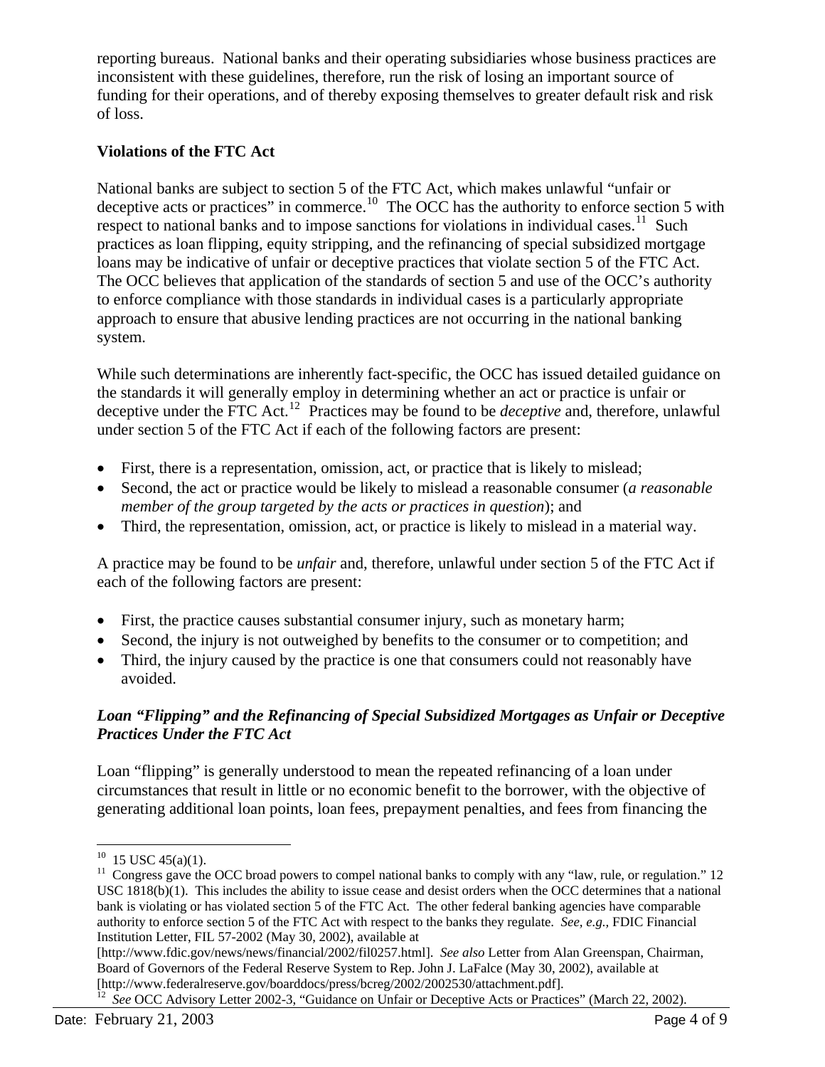reporting bureaus. National banks and their operating subsidiaries whose business practices are inconsistent with these guidelines, therefore, run the risk of losing an important source of funding for their operations, and of thereby exposing themselves to greater default risk and risk of loss.

**Violations of the FTC Act**

National banks are subject to section 5 of the FTC Act, which makes unlawful "unfair or deceptive acts or practices" in commerce.[10] The OCC has the authority to enforce section 5 with respect to national banks and to impose sanctions for violations in individual cases.[11] Such practices as loan flipping, equity stripping, and the refinancing of special subsidized mortgage loans may be indicative of unfair or deceptive practices that violate section 5 of the FTC Act. The OCC believes that application of the standards of section 5 and use of the OCC's authority to enforce compliance with those standards in individual cases is a particularly appropriate approach to ensure that abusive lending practices are not occurring in the national banking system.

While such determinations are inherently fact-specific, the OCC has issued detailed guidance on the standards it will generally employ in determining whether an act or practice is unfair or deceptive under the FTC Act.[12] Practices may be found to be *deceptive* and, therefore, unlawful under section 5 of the FTC Act if each of the following factors are present:

- First, there is a representation, omission, act, or practice that is likely to mislead;
- Second, the act or practice would be likely to mislead a reasonable consumer (*a reasonable member of the group targeted by the acts or practices in question*); and
- Third, the representation, omission, act, or practice is likely to mislead in a material way.

A practice may be found to be *unfair* and, therefore, unlawful under section 5 of the FTC Act if each of the following factors are present:

- First, the practice causes substantial consumer injury, such as monetary harm;
- Second, the injury is not outweighed by benefits to the consumer or to competition; and
- Third, the injury caused by the practice is one that consumers could not reasonably have avoided.

***Loan "Flipping" and the Refinancing of Special Subsidized Mortgages as Unfair or Deceptive Practices Under the FTC Act***

Loan "flipping" is generally understood to mean the repeated refinancing of a loan under circumstances that result in little or no economic benefit to the borrower, with the objective of generating additional loan points, loan fees, prepayment penalties, and fees from financing the

---

[10] 15 USC 45(a)(1).

[11] Congress gave the OCC broad powers to compel national banks to comply with any "law, rule, or regulation." 12 USC 1818(b)(1). This includes the ability to issue cease and desist orders when the OCC determines that a national bank is violating or has violated section 5 of the FTC Act. The other federal banking agencies have comparable authority to enforce section 5 of the FTC Act with respect to the banks they regulate. *See, e.g.,* FDIC Financial Institution Letter, FIL 57-2002 (May 30, 2002), available at [http://www.fdic.gov/news/news/financial/2002/fil0257.html]. *See also* Letter from Alan Greenspan, Chairman, Board of Governors of the Federal Reserve System to Rep. John J. LaFalce (May 30, 2002), available at [http://www.federalreserve.gov/boarddocs/press/bcreg/2002/2002530/attachment.pdf].

[12] *See* OCC Advisory Letter 2002-3, "Guidance on Unfair or Deceptive Acts or Practices" (March 22, 2002).

Date: February 21, 2003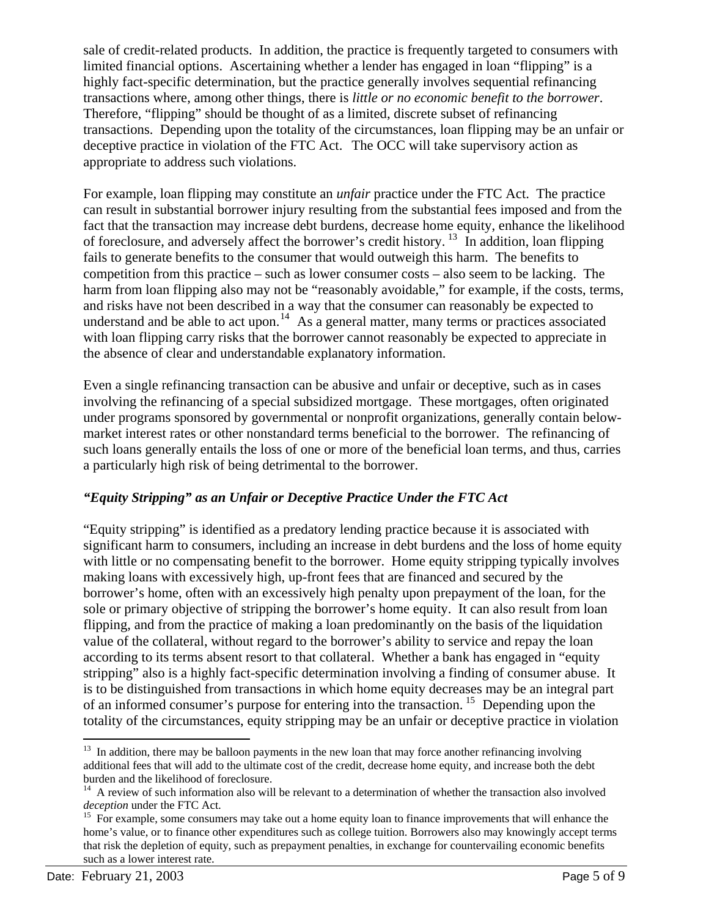sale of credit-related products. In addition, the practice is frequently targeted to consumers with limited financial options. Ascertaining whether a lender has engaged in loan "flipping" is a highly fact-specific determination, but the practice generally involves sequential refinancing transactions where, among other things, there is *little or no economic benefit to the borrower*. Therefore, "flipping" should be thought of as a limited, discrete subset of refinancing transactions. Depending upon the totality of the circumstances, loan flipping may be an unfair or deceptive practice in violation of the FTC Act. The OCC will take supervisory action as appropriate to address such violations.

For example, loan flipping may constitute an *unfair* practice under the FTC Act. The practice can result in substantial borrower injury resulting from the substantial fees imposed and from the fact that the transaction may increase debt burdens, decrease home equity, enhance the likelihood of foreclosure, and adversely affect the borrower's credit history.[13] In addition, loan flipping fails to generate benefits to the consumer that would outweigh this harm. The benefits to competition from this practice – such as lower consumer costs – also seem to be lacking. The harm from loan flipping also may not be "reasonably avoidable," for example, if the costs, terms, and risks have not been described in a way that the consumer can reasonably be expected to understand and be able to act upon.[14] As a general matter, many terms or practices associated with loan flipping carry risks that the borrower cannot reasonably be expected to appreciate in the absence of clear and understandable explanatory information.

Even a single refinancing transaction can be abusive and unfair or deceptive, such as in cases involving the refinancing of a special subsidized mortgage. These mortgages, often originated under programs sponsored by governmental or nonprofit organizations, generally contain below-market interest rates or other nonstandard terms beneficial to the borrower. The refinancing of such loans generally entails the loss of one or more of the beneficial loan terms, and thus, carries a particularly high risk of being detrimental to the borrower.

### *"Equity Stripping" as an Unfair or Deceptive Practice Under the FTC Act*

"Equity stripping" is identified as a predatory lending practice because it is associated with significant harm to consumers, including an increase in debt burdens and the loss of home equity with little or no compensating benefit to the borrower. Home equity stripping typically involves making loans with excessively high, up-front fees that are financed and secured by the borrower's home, often with an excessively high penalty upon prepayment of the loan, for the sole or primary objective of stripping the borrower's home equity. It can also result from loan flipping, and from the practice of making a loan predominantly on the basis of the liquidation value of the collateral, without regard to the borrower's ability to service and repay the loan according to its terms absent resort to that collateral. Whether a bank has engaged in "equity stripping" also is a highly fact-specific determination involving a finding of consumer abuse. It is to be distinguished from transactions in which home equity decreases may be an integral part of an informed consumer's purpose for entering into the transaction.[15] Depending upon the totality of the circumstances, equity stripping may be an unfair or deceptive practice in violation

---

[13] In addition, there may be balloon payments in the new loan that may force another refinancing involving additional fees that will add to the ultimate cost of the credit, decrease home equity, and increase both the debt burden and the likelihood of foreclosure.

[14] A review of such information also will be relevant to a determination of whether the transaction also involved *deception* under the FTC Act.

[15] For example, some consumers may take out a home equity loan to finance improvements that will enhance the home's value, or to finance other expenditures such as college tuition. Borrowers also may knowingly accept terms that risk the depletion of equity, such as prepayment penalties, in exchange for countervailing economic benefits such as a lower interest rate.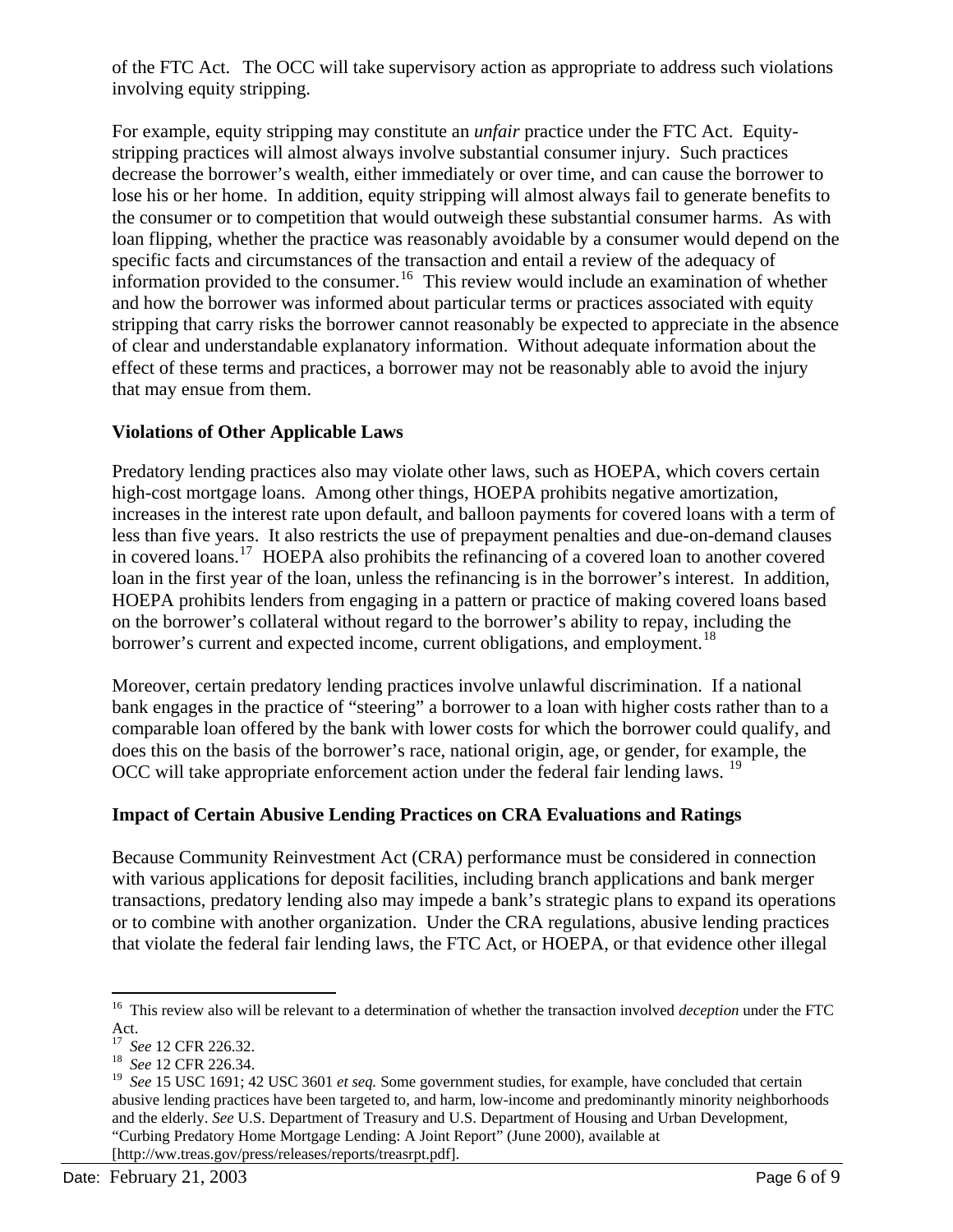of the FTC Act. The OCC will take supervisory action as appropriate to address such violations involving equity stripping.

For example, equity stripping may constitute an *unfair* practice under the FTC Act. Equity-stripping practices will almost always involve substantial consumer injury. Such practices decrease the borrower's wealth, either immediately or over time, and can cause the borrower to lose his or her home. In addition, equity stripping will almost always fail to generate benefits to the consumer or to competition that would outweigh these substantial consumer harms. As with loan flipping, whether the practice was reasonably avoidable by a consumer would depend on the specific facts and circumstances of the transaction and entail a review of the adequacy of information provided to the consumer.[16] This review would include an examination of whether and how the borrower was informed about particular terms or practices associated with equity stripping that carry risks the borrower cannot reasonably be expected to appreciate in the absence of clear and understandable explanatory information. Without adequate information about the effect of these terms and practices, a borrower may not be reasonably able to avoid the injury that may ensue from them.

**Violations of Other Applicable Laws**

Predatory lending practices also may violate other laws, such as HOEPA, which covers certain high-cost mortgage loans. Among other things, HOEPA prohibits negative amortization, increases in the interest rate upon default, and balloon payments for covered loans with a term of less than five years. It also restricts the use of prepayment penalties and due-on-demand clauses in covered loans.[17] HOEPA also prohibits the refinancing of a covered loan to another covered loan in the first year of the loan, unless the refinancing is in the borrower's interest. In addition, HOEPA prohibits lenders from engaging in a pattern or practice of making covered loans based on the borrower's collateral without regard to the borrower's ability to repay, including the borrower's current and expected income, current obligations, and employment.[18]

Moreover, certain predatory lending practices involve unlawful discrimination. If a national bank engages in the practice of "steering" a borrower to a loan with higher costs rather than to a comparable loan offered by the bank with lower costs for which the borrower could qualify, and does this on the basis of the borrower's race, national origin, age, or gender, for example, the OCC will take appropriate enforcement action under the federal fair lending laws.[19]

**Impact of Certain Abusive Lending Practices on CRA Evaluations and Ratings**

Because Community Reinvestment Act (CRA) performance must be considered in connection with various applications for deposit facilities, including branch applications and bank merger transactions, predatory lending also may impede a bank's strategic plans to expand its operations or to combine with another organization. Under the CRA regulations, abusive lending practices that violate the federal fair lending laws, the FTC Act, or HOEPA, or that evidence other illegal

---

[16] This review also will be relevant to a determination of whether the transaction involved *deception* under the FTC Act.

[17] *See* 12 CFR 226.32.

[18] *See* 12 CFR 226.34.

[19] *See* 15 USC 1691; 42 USC 3601 *et seq.* Some government studies, for example, have concluded that certain abusive lending practices have been targeted to, and harm, low-income and predominantly minority neighborhoods and the elderly. *See* U.S. Department of Treasury and U.S. Department of Housing and Urban Development, "Curbing Predatory Home Mortgage Lending: A Joint Report" (June 2000), available at [http://ww.treas.gov/press/releases/reports/treasrpt.pdf].

Date: February 21, 2003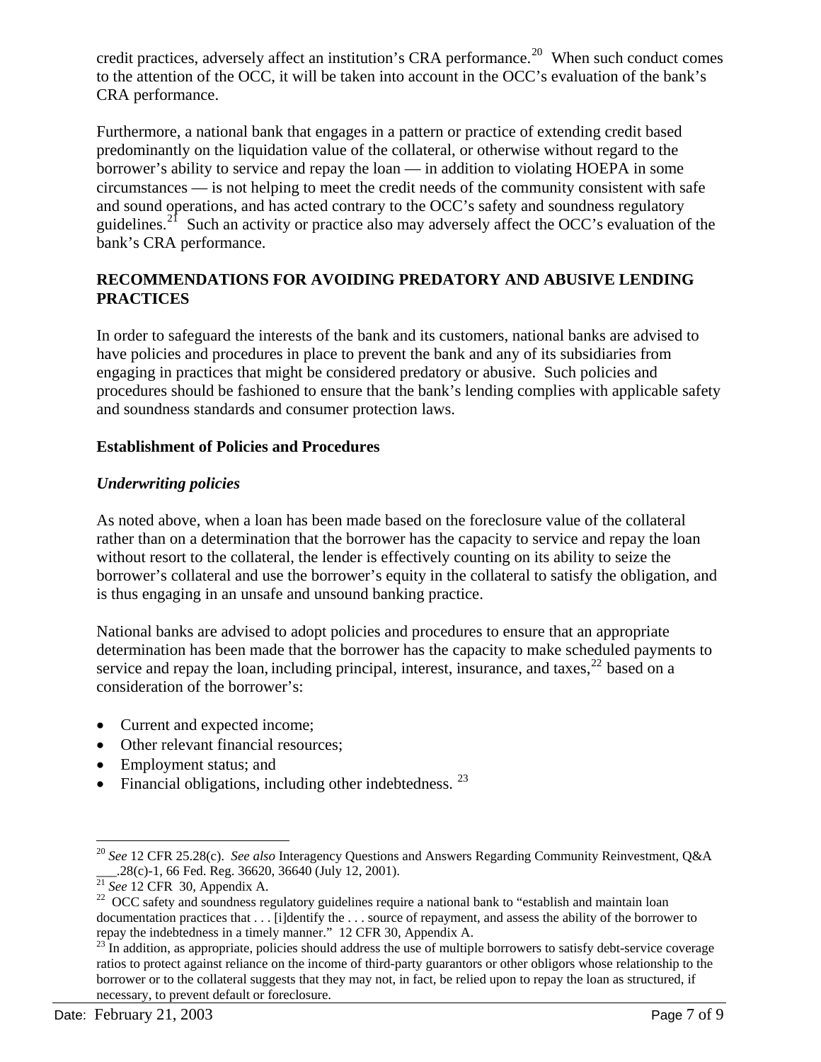credit practices, adversely affect an institution's CRA performance.[20] When such conduct comes to the attention of the OCC, it will be taken into account in the OCC's evaluation of the bank's CRA performance.

Furthermore, a national bank that engages in a pattern or practice of extending credit based predominantly on the liquidation value of the collateral, or otherwise without regard to the borrower's ability to service and repay the loan — in addition to violating HOEPA in some circumstances — is not helping to meet the credit needs of the community consistent with safe and sound operations, and has acted contrary to the OCC's safety and soundness regulatory guidelines.[21] Such an activity or practice also may adversely affect the OCC's evaluation of the bank's CRA performance.

## RECOMMENDATIONS FOR AVOIDING PREDATORY AND ABUSIVE LENDING PRACTICES

In order to safeguard the interests of the bank and its customers, national banks are advised to have policies and procedures in place to prevent the bank and any of its subsidiaries from engaging in practices that might be considered predatory or abusive. Such policies and procedures should be fashioned to ensure that the bank's lending complies with applicable safety and soundness standards and consumer protection laws.

### Establishment of Policies and Procedures

#### *Underwriting policies*

As noted above, when a loan has been made based on the foreclosure value of the collateral rather than on a determination that the borrower has the capacity to service and repay the loan without resort to the collateral, the lender is effectively counting on its ability to seize the borrower's collateral and use the borrower's equity in the collateral to satisfy the obligation, and is thus engaging in an unsafe and unsound banking practice.

National banks are advised to adopt policies and procedures to ensure that an appropriate determination has been made that the borrower has the capacity to make scheduled payments to service and repay the loan, including principal, interest, insurance, and taxes,[22] based on a consideration of the borrower's:

- Current and expected income;
- Other relevant financial resources;
- Employment status; and
- Financial obligations, including other indebtedness. [23]

---

[20] *See* 12 CFR 25.28(c). *See also* Interagency Questions and Answers Regarding Community Reinvestment, Q&A ___.28(c)-1, 66 Fed. Reg. 36620, 36640 (July 12, 2001).

[21] *See* 12 CFR 30, Appendix A.

[22] OCC safety and soundness regulatory guidelines require a national bank to "establish and maintain loan documentation practices that . . . [i]dentify the . . . source of repayment, and assess the ability of the borrower to repay the indebtedness in a timely manner." 12 CFR 30, Appendix A.

[23] In addition, as appropriate, policies should address the use of multiple borrowers to satisfy debt-service coverage ratios to protect against reliance on the income of third-party guarantors or other obligors whose relationship to the borrower or to the collateral suggests that they may not, in fact, be relied upon to repay the loan as structured, if necessary, to prevent default or foreclosure.

Date: February 21, 2003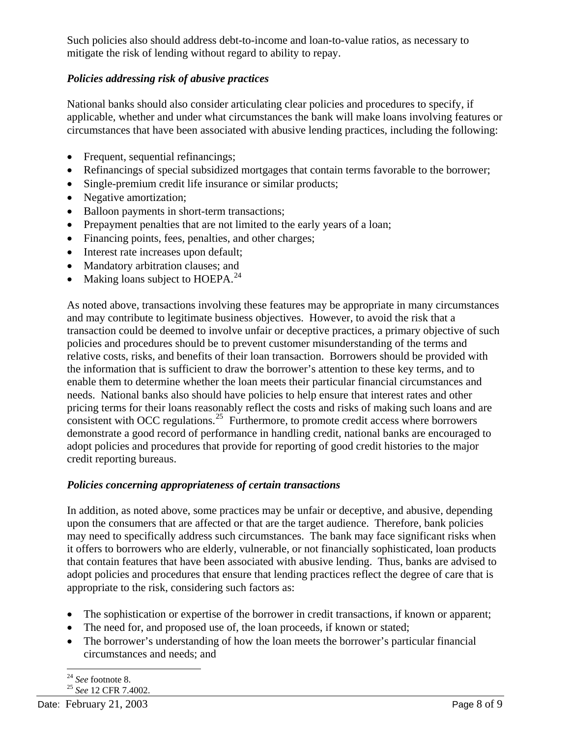Such policies also should address debt-to-income and loan-to-value ratios, as necessary to mitigate the risk of lending without regard to ability to repay.

***Policies addressing risk of abusive practices***

National banks should also consider articulating clear policies and procedures to specify, if applicable, whether and under what circumstances the bank will make loans involving features or circumstances that have been associated with abusive lending practices, including the following:

- Frequent, sequential refinancings;
- Refinancings of special subsidized mortgages that contain terms favorable to the borrower;
- Single-premium credit life insurance or similar products;
- Negative amortization;
- Balloon payments in short-term transactions;
- Prepayment penalties that are not limited to the early years of a loan;
- Financing points, fees, penalties, and other charges;
- Interest rate increases upon default;
- Mandatory arbitration clauses; and
- Making loans subject to HOEPA.[24]

As noted above, transactions involving these features may be appropriate in many circumstances and may contribute to legitimate business objectives. However, to avoid the risk that a transaction could be deemed to involve unfair or deceptive practices, a primary objective of such policies and procedures should be to prevent customer misunderstanding of the terms and relative costs, risks, and benefits of their loan transaction. Borrowers should be provided with the information that is sufficient to draw the borrower's attention to these key terms, and to enable them to determine whether the loan meets their particular financial circumstances and needs. National banks also should have policies to help ensure that interest rates and other pricing terms for their loans reasonably reflect the costs and risks of making such loans and are consistent with OCC regulations.[25] Furthermore, to promote credit access where borrowers demonstrate a good record of performance in handling credit, national banks are encouraged to adopt policies and procedures that provide for reporting of good credit histories to the major credit reporting bureaus.

***Policies concerning appropriateness of certain transactions***

In addition, as noted above, some practices may be unfair or deceptive, and abusive, depending upon the consumers that are affected or that are the target audience. Therefore, bank policies may need to specifically address such circumstances. The bank may face significant risks when it offers to borrowers who are elderly, vulnerable, or not financially sophisticated, loan products that contain features that have been associated with abusive lending. Thus, banks are advised to adopt policies and procedures that ensure that lending practices reflect the degree of care that is appropriate to the risk, considering such factors as:

- The sophistication or expertise of the borrower in credit transactions, if known or apparent;
- The need for, and proposed use of, the loan proceeds, if known or stated;
- The borrower's understanding of how the loan meets the borrower's particular financial circumstances and needs; and

---

[24] *See* footnote 8.

[25] *See* 12 CFR 7.4002.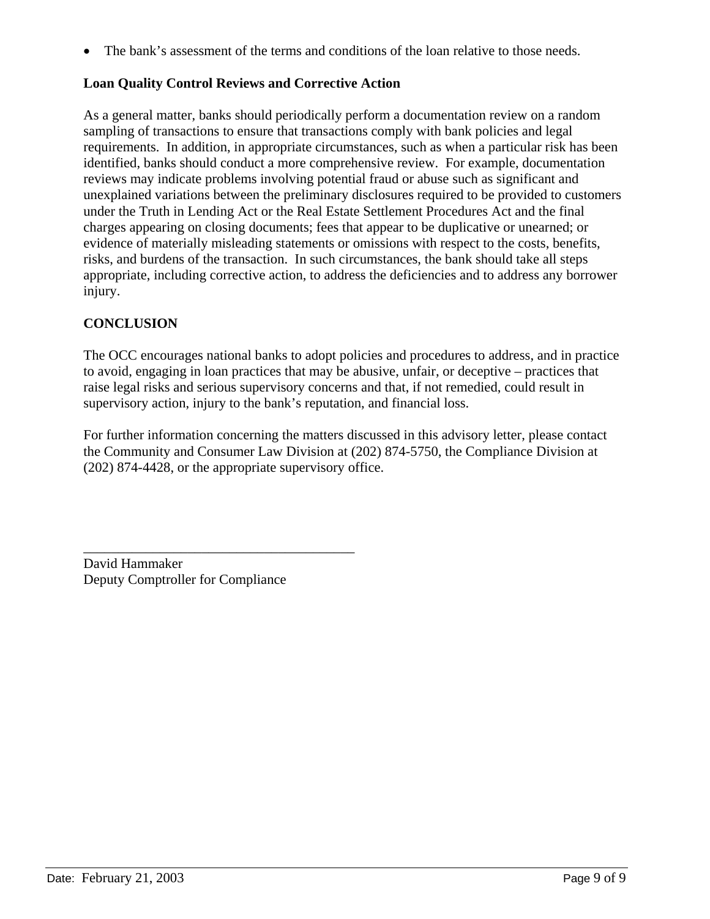- The bank's assessment of the terms and conditions of the loan relative to those needs.

**Loan Quality Control Reviews and Corrective Action**

As a general matter, banks should periodically perform a documentation review on a random sampling of transactions to ensure that transactions comply with bank policies and legal requirements. In addition, in appropriate circumstances, such as when a particular risk has been identified, banks should conduct a more comprehensive review. For example, documentation reviews may indicate problems involving potential fraud or abuse such as significant and unexplained variations between the preliminary disclosures required to be provided to customers under the Truth in Lending Act or the Real Estate Settlement Procedures Act and the final charges appearing on closing documents; fees that appear to be duplicative or unearned; or evidence of materially misleading statements or omissions with respect to the costs, benefits, risks, and burdens of the transaction. In such circumstances, the bank should take all steps appropriate, including corrective action, to address the deficiencies and to address any borrower injury.

## CONCLUSION

The OCC encourages national banks to adopt policies and procedures to address, and in practice to avoid, engaging in loan practices that may be abusive, unfair, or deceptive – practices that raise legal risks and serious supervisory concerns and that, if not remedied, could result in supervisory action, injury to the bank's reputation, and financial loss.

For further information concerning the matters discussed in this advisory letter, please contact the Community and Consumer Law Division at (202) 874-5750, the Compliance Division at (202) 874-4428, or the appropriate supervisory office.

\_\_\_\_\_\_\_\_\_\_\_\_\_\_\_\_\_\_\_\_\_\_\_\_\_\_\_\_\_\_\_\_\_\_\_\_\_\_\_\_

David Hammaker
Deputy Comptroller for Compliance

Date: February 21, 2003